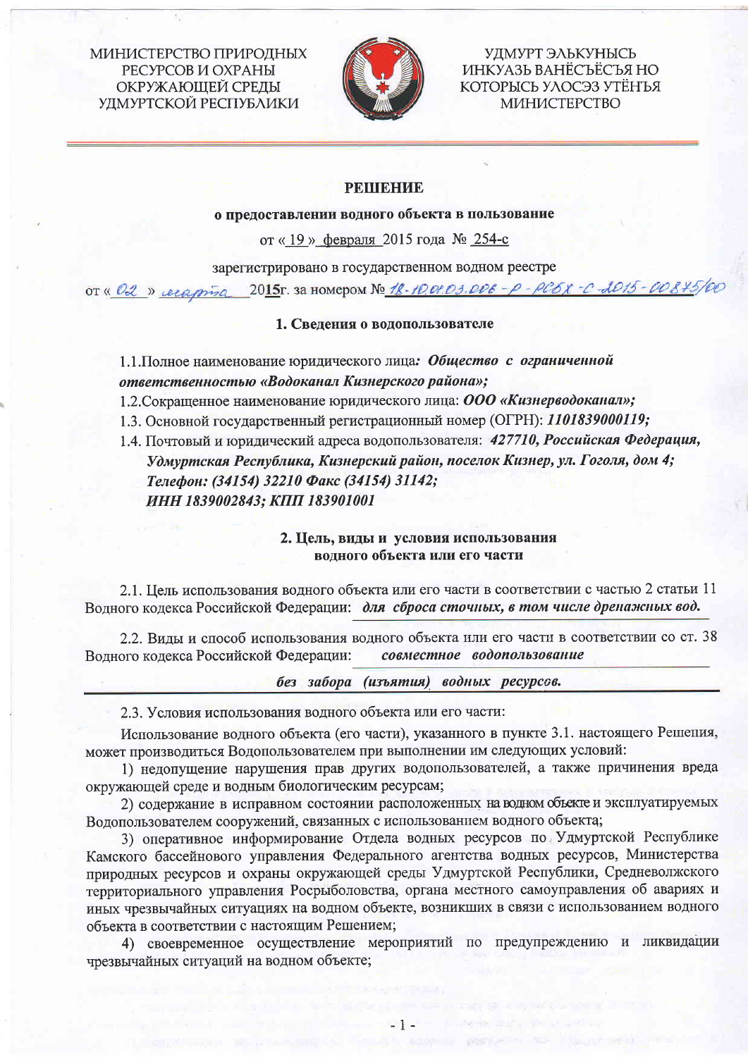МИНИСТЕРСТВО ПРИРОДНЫХ РЕСУРСОВ И ОХРАНЫ ОКРУЖАЮЩЕЙ СРЕДЫ УДМУРТСКОЙ РЕСПУБЛИКИ

УДМУРТ ЭЛЬКУНЫСЬ ИНКУАЗЬ ВАНЁСЪЁСЪЯ НО КОТОРЫСЬ УЛОСЭЗ УТЁНЪЯ МИНИСТЕРСТВО

# РЕШЕНИЕ

## о предоставлении водного объекта в пользование

от « 19 » февраля 2015 года № 254-с

зарегистрировано в государственном водном реестре

от « 02 » марта 2015г. за номером № 18-10.01.03.006-Р-РСБХ-С-2015-00875/00

### 1. Сведения о водопользователе

1.1. Полное наименование юридического лица: ***Общество с ограниченной ответственностью «Водоканал Кизнерского района»;***

1.2. Сокращенное наименование юридического лица: ***ООО «Кизнерводоканал»;***

1.3. Основной государственный регистрационный номер (ОГРН): ***1101839000119;***

1.4. Почтовый и юридический адреса водопользователя: ***427710, Российская Федерация, Удмуртская Республика, Кизнерский район, поселок Кизнер, ул. Гоголя, дом 4; Телефон: (34154) 32210 Факс (34154) 31142; ИНН 1839002843; КПП 183901001***

### 2. Цель, виды и условия использования водного объекта или его части

2.1. Цель использования водного объекта или его части в соответствии с частью 2 статьи 11 Водного кодекса Российской Федерации: ***для сброса сточных, в том числе дренажных вод.***

2.2. Виды и способ использования водного объекта или его части в соответствии со ст. 38 Водного кодекса Российской Федерации: ***совместное водопользование без забора (изъятия) водных ресурсов.***

2.3. Условия использования водного объекта или его части:

Использование водного объекта (его части), указанного в пункте 3.1. настоящего Решения, может производиться Водопользователем при выполнении им следующих условий:

1) недопущение нарушения прав других водопользователей, а также причинения вреда окружающей среде и водным биологическим ресурсам;

2) содержание в исправном состоянии расположенных на водном объекте и эксплуатируемых Водопользователем сооружений, связанных с использованием водного объекта;

3) оперативное информирование Отдела водных ресурсов по Удмуртской Республике Камского бассейнового управления Федерального агентства водных ресурсов, Министерства природных ресурсов и охраны окружающей среды Удмуртской Республики, Средневолжского территориального управления Росрыболовства, органа местного самоуправления об авариях и иных чрезвычайных ситуациях на водном объекте, возникших в связи с использованием водного объекта в соответствии с настоящим Решением;

4) своевременное осуществление мероприятий по предупреждению и ликвидации чрезвычайных ситуаций на водном объекте;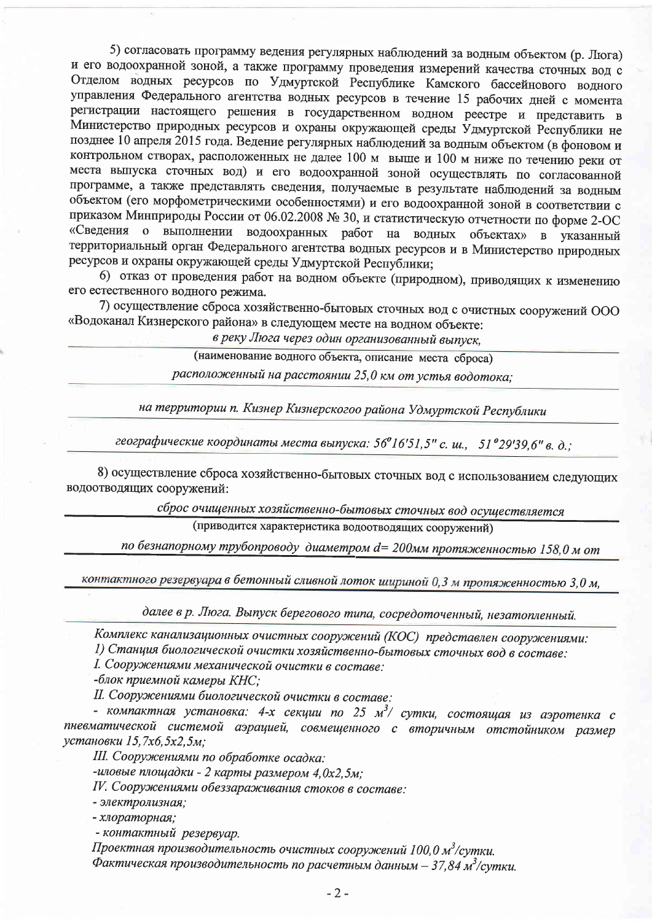5) согласовать программу ведения регулярных наблюдений за водным объектом (р. Люга) и его водоохранной зоной, а также программу проведения измерений качества сточных вод с Отделом водных ресурсов по Удмуртской Республике Камского бассейнового водного управления Федерального агентства водных ресурсов в течение 15 рабочих дней с момента регистрации настоящего решения в государственном водном реестре и представить в Министерство природных ресурсов и охраны окружающей среды Удмуртской Республики не позднее 10 апреля 2015 года. Ведение регулярных наблюдений за водным объектом (в фоновом и контрольном створах, расположенных не далее 100 м выше и 100 м ниже по течению реки от места выпуска сточных вод) и его водоохранной зоной осуществлять по согласованной программе, а также представлять сведения, получаемые в результате наблюдений за водным объектом (его морфометрическими особенностями) и его водоохранной зоной в соответствии с приказом Минприроды России от 06.02.2008 № 30, и статистическую отчетности по форме 2-ОС «Сведения о выполнении водоохранных работ на водных объектах» в указанный территориальный орган Федерального агентства водных ресурсов и в Министерство природных ресурсов и охраны окружающей среды Удмуртской Республики;

6) отказ от проведения работ на водном объекте (природном), приводящих к изменению его естественного водного режима.

7) осуществление сброса хозяйственно-бытовых сточных вод с очистных сооружений ООО «Водоканал Кизнерского района» в следующем месте на водном объекте:

*в реку Люга через один организованный выпуск,*

(наименование водного объекта, описание места сброса)

*расположенный на расстоянии 25,0 км от устья водотока;*

*на территории п. Кизнер Кизнерскогоо района Удмуртской Республики*

*географические координаты места выпуска: 56°16'51,5" с. ш., 51°29'39,6" в. д.;*

8) осуществление сброса хозяйственно-бытовых сточных вод с использованием следующих водоотводящих сооружений:

*сброс очищенных хозяйственно-бытовых сточных вод осуществляется*

(приводится характеристика водоотводящих сооружений)

*по безнапорному трубопроводу диаметром d= 200мм протяженностью 158,0 м от*

*контактного резервуара в бетонный сливной лоток шириной 0,3 м протяженностью 3,0 м,*

*далее в р. Люга. Выпуск берегового типа, сосредоточенный, незатопленный.*

*Комплекс канализационных очистных сооружений (КОС) представлен сооружениями:*

*1) Станция биологической очистки хозяйственно-бытовых сточных вод в составе:*

*I. Сооружениями механической очистки в составе:*

*-блок приемной камеры КНС;*

*II. Сооружениями биологической очистки в составе:*

*- компактная установка: 4-х секции по 25 м³/ сутки, состоящая из аэротенка с пневматической системой аэрацией, совмещенного с вторичным отстойником размер установки 15,7х6,5х2,5м;*

*III. Сооружениями по обработке осадка:*

*-иловые площадки - 2 карты размером 4,0х2,5м;*

*IV. Сооружениями обеззараживания стоков в составе:*

*- электролизная;*

*- хлораторная;*

*- контактный резервуар.*

*Проектная производительность очистных сооружений 100,0 м³/сутки.*

*Фактическая производительность по расчетным данным – 37,84 м³/сутки.*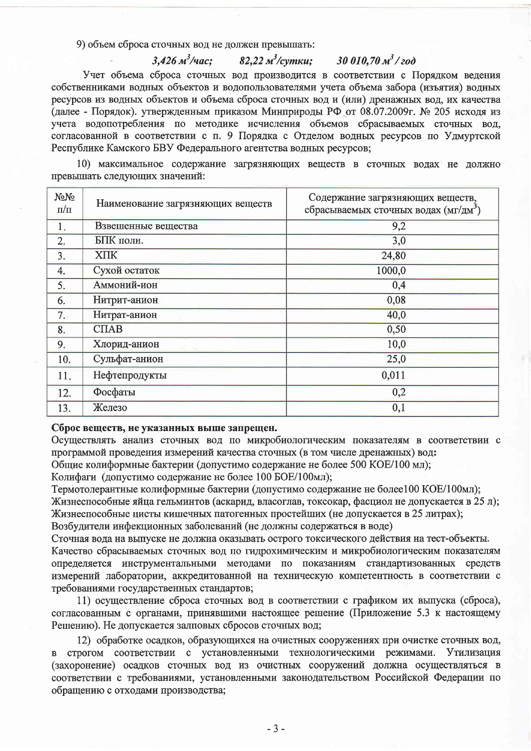9) объем сброса сточных вод не должен превышать:

*3,426 $м^3$/час;* *82,22 $м^3$/сутки;* *30 010,70 $м^3$ / год*

Учет объема сброса сточных вод производится в соответствии с Порядком ведения собственниками водных объектов и водопользователями учета объема забора (изъятия) водных ресурсов из водных объектов и объема сброса сточных вод и (или) дренажных вод, их качества (далее - Порядок). утвержденным приказом Минприроды РФ от 08.07.2009г. № 205 исходя из учета водопотребления по методике исчисления объемов сбрасываемых сточных вод, согласованной в соответствии с п. 9 Порядка с Отделом водных ресурсов по Удмуртской Республике Камского БВУ Федерального агентства водных ресурсов;

10) максимальное содержание загрязняющих веществ в сточных водах не должно превышать следующих значений:

| №№ п/п | Наименование загрязняющих веществ | Содержание загрязняющих веществ, сбрасываемых сточных водах (мг/$дм^3$) |
|---|---|---|
| 1. | Взвешенные вещества | 9,2 |
| 2. | БПК полн. | 3,0 |
| 3. | ХПК | 24,80 |
| 4. | Сухой остаток | 1000,0 |
| 5. | Аммоний-ион | 0,4 |
| 6. | Нитрит-анион | 0,08 |
| 7. | Нитрат-анион | 40,0 |
| 8. | СПАВ | 0,50 |
| 9. | Хлорид-анион | 10,0 |
| 10. | Сульфат-анион | 25,0 |
| 11. | Нефтепродукты | 0,011 |
| 12. | Фосфаты | 0,2 |
| 13. | Железо | 0,1 |

**Сброс веществ, не указанных выше запрещен.**

Осуществлять анализ сточных вод по микробиологическим показателям в соответствии с программой проведения измерений качества сточных (в том числе дренажных) вод**:**

Общие колиформные бактерии (допустимо содержание не более 500 КОЕ/100 мл);

Колифаги (допустимо содержание не более 100 БОЕ/100мл);

Термотолерантные колиформные бактерии (допустимо содержание не более100 КОЕ/100мл);

Жизнеспособные яйца гельминтов (аскарид, власоглав, токсокар, фасциол не допускается в 25 л);

Жизнеспособные цисты кишечных патогенных простейших (не допускается в 25 литрах);

Возбудители инфекционных заболеваний (не должны содержаться в воде)

Сточная вода на выпуске не должна оказывать острого токсического действия на тест-объекты.

Качество сбрасываемых сточных вод по гидрохимическим и микробиологическим показателям определяется инструментальными методами по показаниям стандартизованных средств измерений лаборатории, аккредитованной на техническую компетентность в соответствии с требованиями государственных стандартов;

11) осуществление сброса сточных вод в соответствии с графиком их выпуска (сброса), согласованным с органами, принявшими настоящее решение (Приложение 5.3 к настоящему Решению). Не допускается залповых сбросов сточных вод;

12) обработке осадков, образующихся на очистных сооружениях при очистке сточных вод, в строгом соответствии с установленными технологическими режимами. Утилизация (захоронение) осадков сточных вод из очистных сооружений должна осуществляться в соответствии с требованиями, установленными законодательством Российской Федерации по обращению с отходами производства;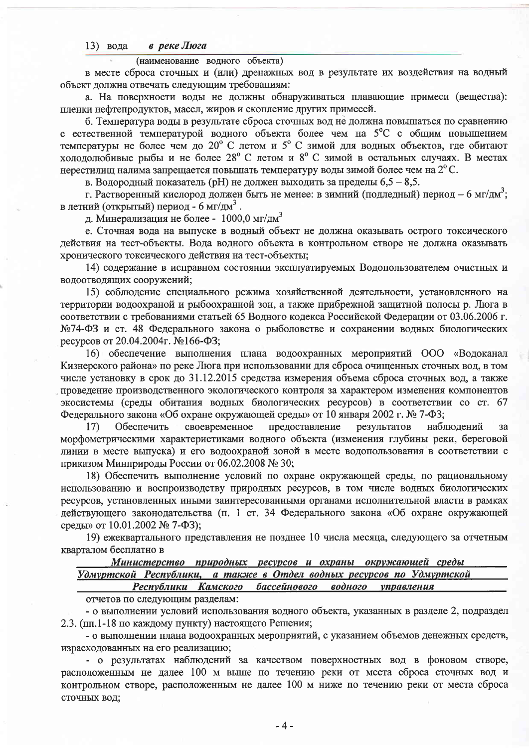13) вода *в реке Люга*

(наименование водного объекта)

в месте сброса сточных и (или) дренажных вод в результате их воздействия на водный объект должна отвечать следующим требованиям:

а. На поверхности воды не должны обнаруживаться плавающие примеси (вещества): пленки нефтепродуктов, масел, жиров и скопление других примесей.

б. Температура воды в результате сброса сточных вод не должна повышаться по сравнению с естественной температурой водного объекта более чем на 5°С с общим повышением температуры не более чем до 20° С летом и 5° С зимой для водных объектов, где обитают холодолюбивые рыбы и не более 28° С летом и 8° С зимой в остальных случаях. В местах нерестилищ налима запрещается повышать температуру воды зимой более чем на 2° С.

в. Водородный показатель (pH) не должен выходить за пределы 6,5 – 8,5.

г. Растворенный кислород должен быть не менее: в зимний (подледный) период – 6 мг/дм$^3$; в летний (открытый) период - 6 мг/дм$^3$.

д. Минерализация не более - 1000,0 мг/дм$^3$

е. Сточная вода на выпуске в водный объект не должна оказывать острого токсического действия на тест-объекты. Вода водного объекта в контрольном створе не должна оказывать хронического токсического действия на тест-объекты;

14) содержание в исправном состоянии эксплуатируемых Водопользователем очистных и водоотводящих сооружений;

15) соблюдение специального режима хозяйственной деятельности, установленного на территории водоохраной и рыбоохранной зон, а также прибрежной защитной полосы р. Люга в соответствии с требованиями статьей 65 Водного кодекса Российской Федерации от 03.06.2006 г. №74-ФЗ и ст. 48 Федерального закона о рыболовстве и сохранении водных биологических ресурсов от 20.04.2004г. №166-ФЗ;

16) обеспечение выполнения плана водоохранных мероприятий ООО «Водоканал Кизнерского района» по реке Люга при использовании для сброса очищенных сточных вод, в том числе установку в срок до 31.12.2015 средства измерения объема сброса сточных вод, а также проведение производственного экологического контроля за характером изменения компонентов экосистемы (среды обитания водных биологических ресурсов) в соответствии со ст. 67 Федерального закона «Об охране окружающей среды» от 10 января 2002 г. № 7-ФЗ;

17) Обеспечить своевременное предоставление результатов наблюдений за морфометрическими характеристиками водного объекта (изменения глубины реки, береговой линии в месте выпуска) и его водоохраной зоной в месте водопользования в соответствии с приказом Минприроды России от 06.02.2008 № 30;

18) Обеспечить выполнение условий по охране окружающей среды, по рациональному использованию и воспроизводству природных ресурсов, в том числе водных биологических ресурсов, установленных иными заинтересованными органами исполнительной власти в рамках действующего законодательства (п. 1 ст. 34 Федерального закона «Об охране окружающей среды» от 10.01.2002 № 7-ФЗ);

19) ежеквартального представления не позднее 10 числа месяца, следующего за отчетным кварталом бесплатно в

*Министерство природных ресурсов и охраны окружающей среды Удмуртской Республики, а также в Отдел водных ресурсов по Удмуртской Республики Камского бассейнового водного управления*

отчетов по следующим разделам:

- о выполнении условий использования водного объекта, указанных в разделе 2, подраздел 2.3. (пп.1-18 по каждому пункту) настоящего Решения;
- о выполнении плана водоохранных мероприятий, с указанием объемов денежных средств, израсходованных на его реализацию;
- о результатах наблюдений за качеством поверхностных вод в фоновом створе, расположенным не далее 100 м выше по течению реки от места сброса сточных вод и контрольном створе, расположенным не далее 100 м ниже по течению реки от места сброса сточных вод;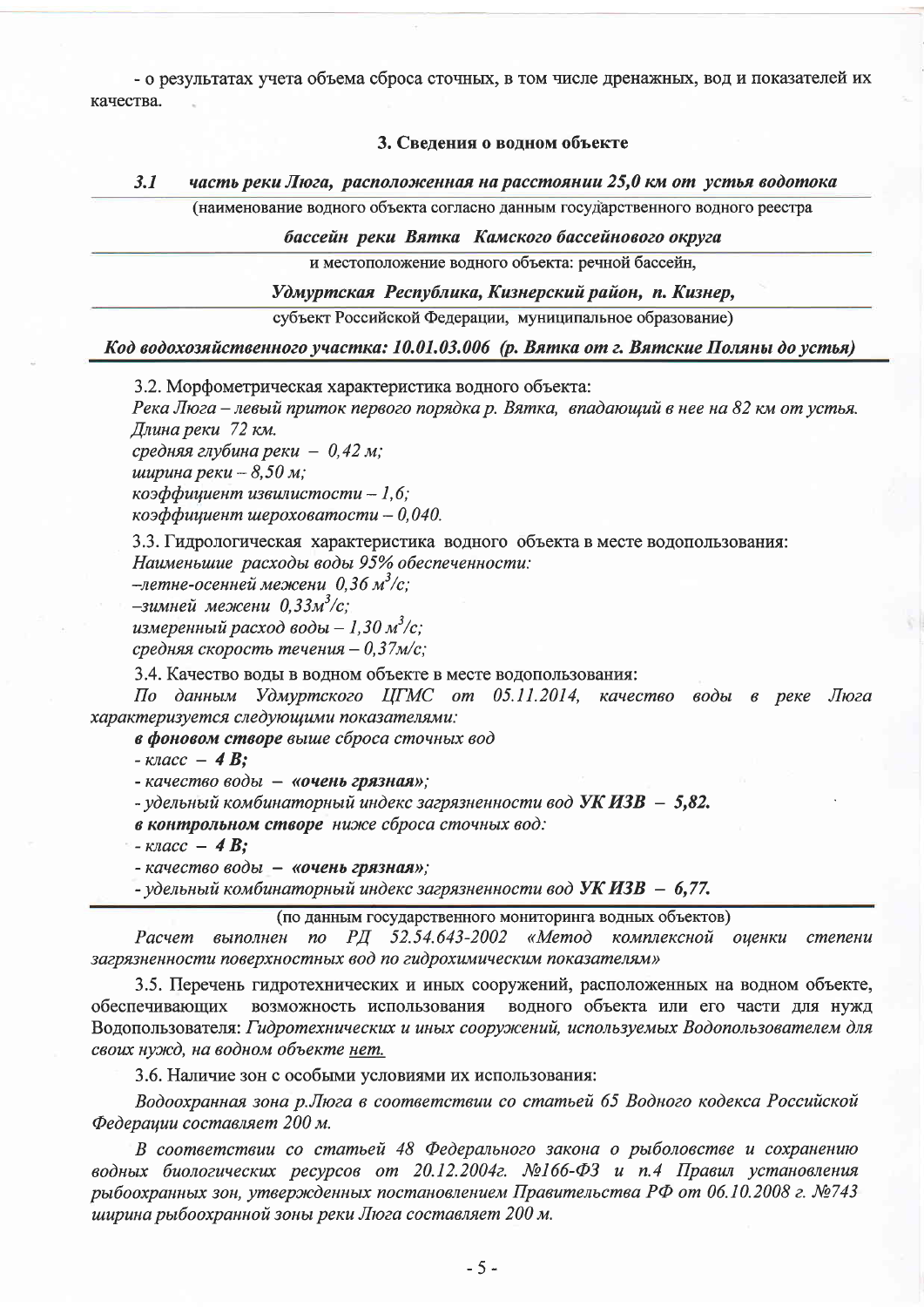- о результатах учета объема сброса сточных, в том числе дренажных, вод и показателей их качества.

### 3. Сведения о водном объекте

***3.1 часть реки Люга, расположенная на расстоянии 25,0 км от устья водотока***

(наименование водного объекта согласно данным государственного водного реестра

***бассейн реки Вятка Камского бассейнового округа***

и местоположение водного объекта: речной бассейн,

***Удмуртская Республика, Кизнерский район, п. Кизнер,***

субъект Российской Федерации, муниципальное образование)

***Код водохозяйственного участка: 10.01.03.006 (р. Вятка от г. Вятские Поляны до устья)***

3.2. Морфометрическая характеристика водного объекта:

*Река Люга – левый приток первого порядка р. Вятка, впадающий в нее на 82 км от устья.*
*Длина реки 72 км.*
*средняя глубина реки – 0,42 м;*
*ширина реки – 8,50 м;*
*коэффициент извилистости – 1,6;*
*коэффициент шероховатости – 0,040.*

3.3. Гидрологическая характеристика водного объекта в месте водопользования:

*Наименьшие расходы воды 95% обеспеченности:*
*–летне-осенней межени 0,36 $м^3/с$;*
*–зимней межени 0,33$м^3/с$;*
*измеренный расход воды – 1,30 $м^3/с$;*
*средняя скорость течения – 0,37м/с;*

3.4. Качество воды в водном объекте в месте водопользования:

*По данным Удмуртского ЦГМС от 05.11.2014, качество воды в реке Люга характеризуется следующими показателями:*

***в фоновом створе*** *выше сброса сточных вод*
*- класс –* ***4 В;***
*- качество воды –* ***«очень грязная»;***
*- удельный комбинаторный индекс загрязненности вод* ***УК ИЗВ – 5,82.***

***в контрольном створе*** *ниже сброса сточных вод:*
*- класс –* ***4 В;***
*- качество воды –* ***«очень грязная»;***
*- удельный комбинаторный индекс загрязненности вод* ***УК ИЗВ – 6,77.***

(по данным государственного мониторинга водных объектов)

*Расчет выполнен по РД 52.54.643-2002 «Метод комплексной оценки степени загрязненности поверхностных вод по гидрохимическим показателям»*

3.5. Перечень гидротехнических и иных сооружений, расположенных на водном объекте, обеспечивающих возможность использования водного объекта или его части для нужд Водопользователя: *Гидротехнических и иных сооружений, используемых Водопользователем для своих нужд, на водном объекте нет.*

3.6. Наличие зон с особыми условиями их использования:

*Водоохранная зона р.Люга в соответствии со статьей 65 Водного кодекса Российской Федерации составляет 200 м.*

*В соответствии со статьей 48 Федерального закона о рыболовстве и сохранению водных биологических ресурсов от 20.12.2004г. №166-ФЗ и п.4 Правил установления рыбоохранных зон, утвержденных постановлением Правительства РФ от 06.10.2008 г. №743 ширина рыбоохранной зоны реки Люга составляет 200 м.*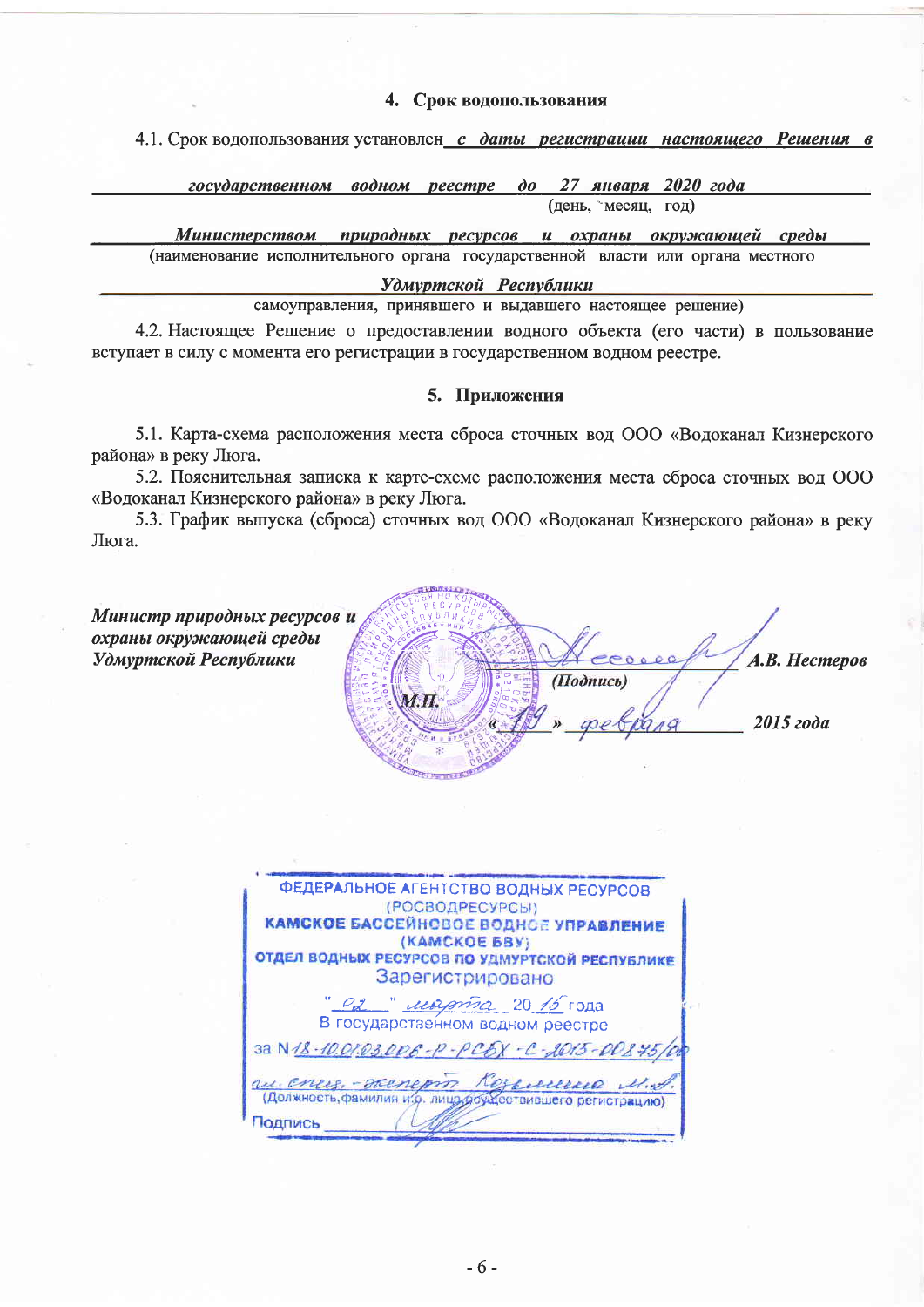## 4. Срок водопользования

4.1. Срок водопользования установлен *с даты регистрации настоящего Решения в государственном водном реестре до 27 января 2020 года*
(день, месяц, год)

*Министерством природных ресурсов и охраны окружающей среды Удмуртской Республики*
(наименование исполнительного органа государственной власти или органа местного самоуправления, принявшего и выдавшего настоящее решение)

4.2. Настоящее Решение о предоставлении водного объекта (его части) в пользование вступает в силу с момента его регистрации в государственном водном реестре.

## 5. Приложения

5.1. Карта-схема расположения места сброса сточных вод ООО «Водоканал Кизнерского района» в реку Люга.

5.2. Пояснительная записка к карте-схеме расположения места сброса сточных вод ООО «Водоканал Кизнерского района» в реку Люга.

5.3. График выпуска (сброса) сточных вод ООО «Водоканал Кизнерского района» в реку Люга.

***Министр природных ресурсов и охраны окружающей среды Удмуртской Республики*** _______ ***А.В. Нестеров***
*(Подпись)*

**М.П.** «19» февраля **2015 года**

ФЕДЕРАЛЬНОЕ АГЕНТСТВО ВОДНЫХ РЕСУРСОВ
(РОСВОДРЕСУРСЫ)
КАМСКОЕ БАССЕЙНОВОЕ ВОДНОЕ УПРАВЛЕНИЕ
(КАМСКОЕ БВУ)
ОТДЕЛ ВОДНЫХ РЕСУРСОВ ПО УДМУРТСКОЙ РЕСПУБЛИКЕ
Зарегистрировано
"02" марта 2015 года
В государственном водном реестре
за N 18-10.01.03.006-Р-РСБХ-С-2015-00875/00
гл. спец.-эксперт Козьмина М.А.
(Должность, фамилия и.о. лица, осуществившего регистрацию)
Подпись _______